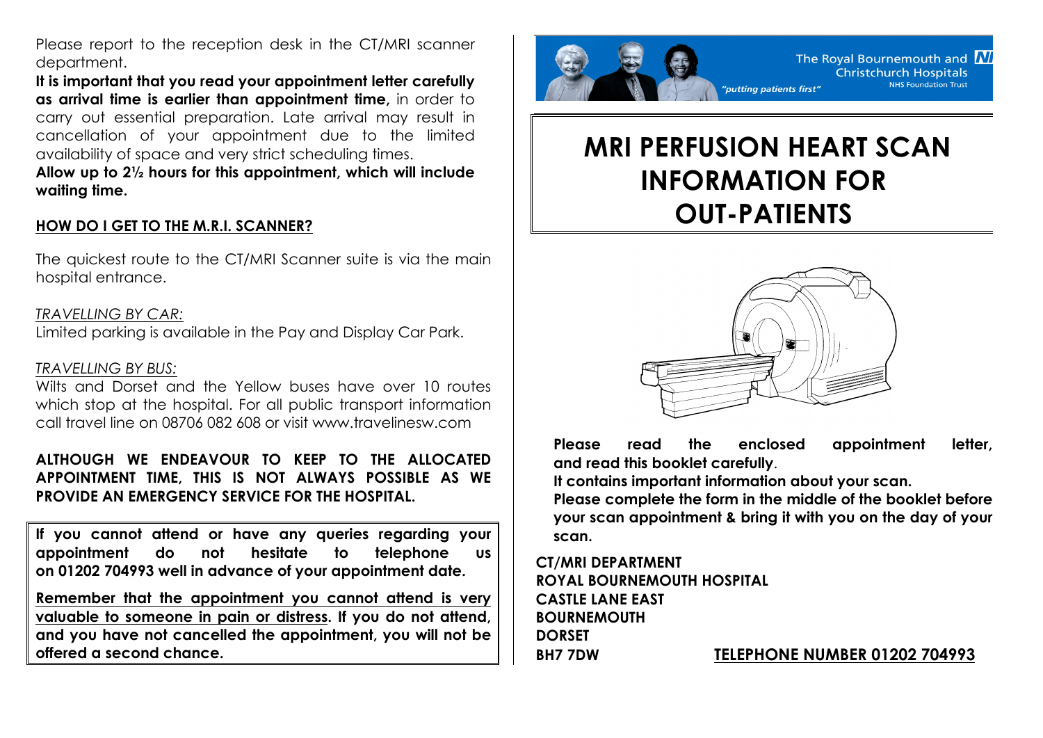Please report to the reception desk in the CT/MRI scanner department.

**It is important that you read your appointment letter carefully as arrival time is earlier than appointment time,** in order to carry out essential preparation. Late arrival may result in cancellation of your appointment due to the limited availability of space and very strict scheduling times.

**Allow up to 2½ hours for this appointment, which will include waiting time.**

## HOW DO I GET TO THE M.R.I. SCANNER?

The quickest route to the CT/MRI Scanner suite is via the main hospital entrance.

*TRAVELLING BY CAR:*
Limited parking is available in the Pay and Display Car Park.

*TRAVELLING BY BUS:*
Wilts and Dorset and the Yellow buses have over 10 routes which stop at the hospital. For all public transport information call travel line on 08706 082 608 or visit www.travelinesw.com

**ALTHOUGH WE ENDEAVOUR TO KEEP TO THE ALLOCATED APPOINTMENT TIME, THIS IS NOT ALWAYS POSSIBLE AS WE PROVIDE AN EMERGENCY SERVICE FOR THE HOSPITAL.**

**If you cannot attend or have any queries regarding your appointment do not hesitate to telephone us on 01202 704993 well in advance of your appointment date.**

**Remember that the appointment you cannot attend is very valuable to someone in pain or distress. If you do not attend, and you have not cancelled the appointment, you will not be offered a second chance.**

The Royal Bournemouth and Christchurch Hospitals
NHS Foundation Trust
*"putting patients first"*

# MRI PERFUSION HEART SCAN INFORMATION FOR OUT-PATIENTS

**Please read the enclosed appointment letter, and read this booklet carefully.**
**It contains important information about your scan.**
**Please complete the form in the middle of the booklet before your scan appointment & bring it with you on the day of your scan.**

**CT/MRI DEPARTMENT**
**ROYAL BOURNEMOUTH HOSPITAL**
**CASTLE LANE EAST**
**BOURNEMOUTH**
**DORSET**
**BH7 7DW**

**TELEPHONE NUMBER 01202 704993**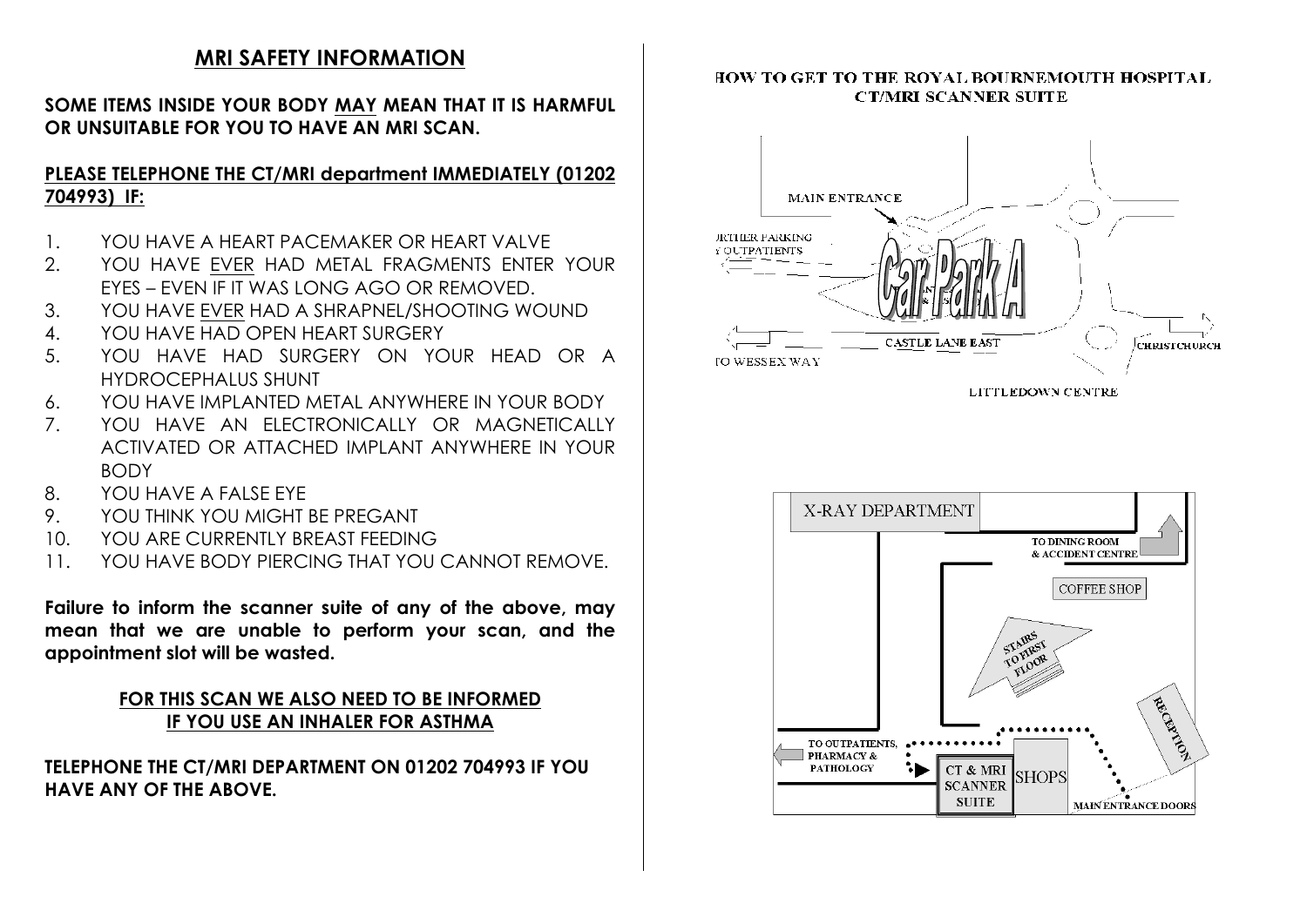## MRI SAFETY INFORMATION

**SOME ITEMS INSIDE YOUR BODY MAY MEAN THAT IT IS HARMFUL OR UNSUITABLE FOR YOU TO HAVE AN MRI SCAN.**

**PLEASE TELEPHONE THE CT/MRI department IMMEDIATELY (01202 704993) IF:**

1. YOU HAVE A HEART PACEMAKER OR HEART VALVE
2. YOU HAVE EVER HAD METAL FRAGMENTS ENTER YOUR EYES – EVEN IF IT WAS LONG AGO OR REMOVED.
3. YOU HAVE EVER HAD A SHRAPNEL/SHOOTING WOUND
4. YOU HAVE HAD OPEN HEART SURGERY
5. YOU HAVE HAD SURGERY ON YOUR HEAD OR A HYDROCEPHALUS SHUNT
6. YOU HAVE IMPLANTED METAL ANYWHERE IN YOUR BODY
7. YOU HAVE AN ELECTRONICALLY OR MAGNETICALLY ACTIVATED OR ATTACHED IMPLANT ANYWHERE IN YOUR BODY
8. YOU HAVE A FALSE EYE
9. YOU THINK YOU MIGHT BE PREGANT
10. YOU ARE CURRENTLY BREAST FEEDING
11. YOU HAVE BODY PIERCING THAT YOU CANNOT REMOVE.

**Failure to inform the scanner suite of any of the above, may mean that we are unable to perform your scan, and the appointment slot will be wasted.**

**FOR THIS SCAN WE ALSO NEED TO BE INFORMED IF YOU USE AN INHALER FOR ASTHMA**

**TELEPHONE THE CT/MRI DEPARTMENT ON 01202 704993 IF YOU HAVE ANY OF THE ABOVE.**

HOW TO GET TO THE ROYAL BOURNEMOUTH HOSPITAL CT/MRI SCANNER SUITE

MAIN ENTRANCE

FURTHER PARKING / OUTPATIENTS

Car Park A

CASTLE LANE EAST

TO WESSEX WAY

CHRISTCHURCH

LITTLEDOWN CENTRE

X-RAY DEPARTMENT

TO DINING ROOM & ACCIDENT CENTRE

COFFEE SHOP

STAIRS TO FIRST FLOOR

RECEPTION

TO OUTPATIENTS, PHARMACY & PATHOLOGY

CT & MRI SCANNER SUITE

SHOPS

MAIN ENTRANCE DOORS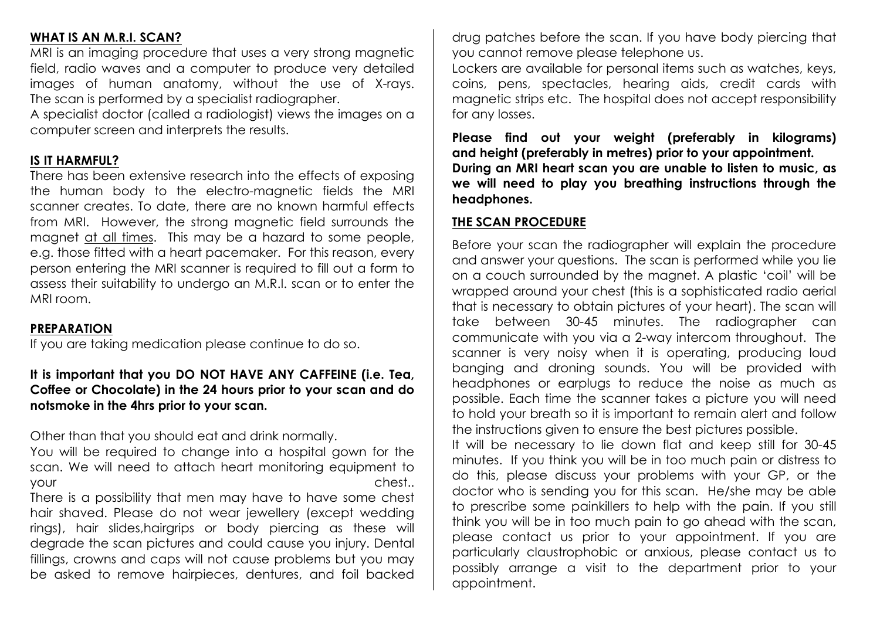## WHAT IS AN M.R.I. SCAN?

MRI is an imaging procedure that uses a very strong magnetic field, radio waves and a computer to produce very detailed images of human anatomy, without the use of X-rays. The scan is performed by a specialist radiographer.

A specialist doctor (called a radiologist) views the images on a computer screen and interprets the results.

## IS IT HARMFUL?

There has been extensive research into the effects of exposing the human body to the electro-magnetic fields the MRI scanner creates. To date, there are no known harmful effects from MRI. However, the strong magnetic field surrounds the magnet at all times. This may be a hazard to some people, e.g. those fitted with a heart pacemaker. For this reason, every person entering the MRI scanner is required to fill out a form to assess their suitability to undergo an M.R.I. scan or to enter the MRI room.

## PREPARATION

If you are taking medication please continue to do so.

**It is important that you DO NOT HAVE ANY CAFFEINE (i.e. Tea, Coffee or Chocolate) in the 24 hours prior to your scan and do notsmoke in the 4hrs prior to your scan.**

Other than that you should eat and drink normally.

You will be required to change into a hospital gown for the scan. We will need to attach heart monitoring equipment to your chest..

There is a possibility that men may have to have some chest hair shaved. Please do not wear jewellery (except wedding rings), hair slides,hairgrips or body piercing as these will degrade the scan pictures and could cause you injury. Dental fillings, crowns and caps will not cause problems but you may be asked to remove hairpieces, dentures, and foil backed drug patches before the scan. If you have body piercing that you cannot remove please telephone us.

Lockers are available for personal items such as watches, keys, coins, pens, spectacles, hearing aids, credit cards with magnetic strips etc. The hospital does not accept responsibility for any losses.

**Please find out your weight (preferably in kilograms) and height (preferably in metres) prior to your appointment.**
**During an MRI heart scan you are unable to listen to music, as we will need to play you breathing instructions through the headphones.**

## THE SCAN PROCEDURE

Before your scan the radiographer will explain the procedure and answer your questions. The scan is performed while you lie on a couch surrounded by the magnet. A plastic 'coil' will be wrapped around your chest (this is a sophisticated radio aerial that is necessary to obtain pictures of your heart). The scan will take between 30-45 minutes. The radiographer can communicate with you via a 2-way intercom throughout. The scanner is very noisy when it is operating, producing loud banging and droning sounds. You will be provided with headphones or earplugs to reduce the noise as much as possible. Each time the scanner takes a picture you will need to hold your breath so it is important to remain alert and follow the instructions given to ensure the best pictures possible.

It will be necessary to lie down flat and keep still for 30-45 minutes. If you think you will be in too much pain or distress to do this, please discuss your problems with your GP, or the doctor who is sending you for this scan. He/she may be able to prescribe some painkillers to help with the pain. If you still think you will be in too much pain to go ahead with the scan, please contact us prior to your appointment. If you are particularly claustrophobic or anxious, please contact us to possibly arrange a visit to the department prior to your appointment.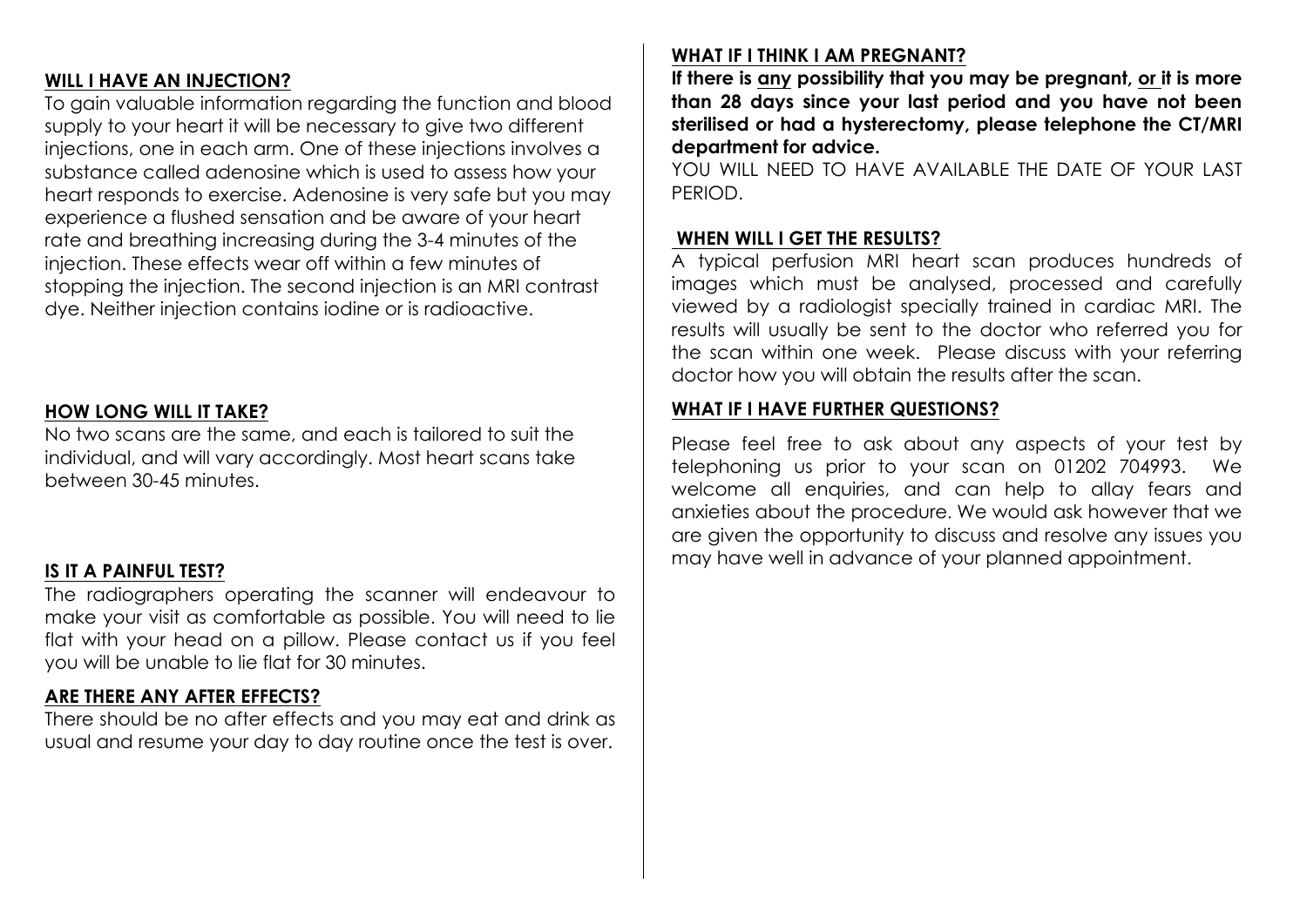## WILL I HAVE AN INJECTION?

To gain valuable information regarding the function and blood supply to your heart it will be necessary to give two different injections, one in each arm. One of these injections involves a substance called adenosine which is used to assess how your heart responds to exercise. Adenosine is very safe but you may experience a flushed sensation and be aware of your heart rate and breathing increasing during the 3-4 minutes of the injection. These effects wear off within a few minutes of stopping the injection. The second injection is an MRI contrast dye. Neither injection contains iodine or is radioactive.

## HOW LONG WILL IT TAKE?

No two scans are the same, and each is tailored to suit the individual, and will vary accordingly. Most heart scans take between 30-45 minutes.

## IS IT A PAINFUL TEST?

The radiographers operating the scanner will endeavour to make your visit as comfortable as possible. You will need to lie flat with your head on a pillow. Please contact us if you feel you will be unable to lie flat for 30 minutes.

## ARE THERE ANY AFTER EFFECTS?

There should be no after effects and you may eat and drink as usual and resume your day to day routine once the test is over.

## WHAT IF I THINK I AM PREGNANT?

**If there is <u>any</u> possibility that you may be pregnant, <u>or</u> it is more than 28 days since your last period and you have not been sterilised or had a hysterectomy, please telephone the CT/MRI department for advice.**

YOU WILL NEED TO HAVE AVAILABLE THE DATE OF YOUR LAST PERIOD.

## WHEN WILL I GET THE RESULTS?

A typical perfusion MRI heart scan produces hundreds of images which must be analysed, processed and carefully viewed by a radiologist specially trained in cardiac MRI. The results will usually be sent to the doctor who referred you for the scan within one week. Please discuss with your referring doctor how you will obtain the results after the scan.

## WHAT IF I HAVE FURTHER QUESTIONS?

Please feel free to ask about any aspects of your test by telephoning us prior to your scan on 01202 704993. We welcome all enquiries, and can help to allay fears and anxieties about the procedure. We would ask however that we are given the opportunity to discuss and resolve any issues you may have well in advance of your planned appointment.